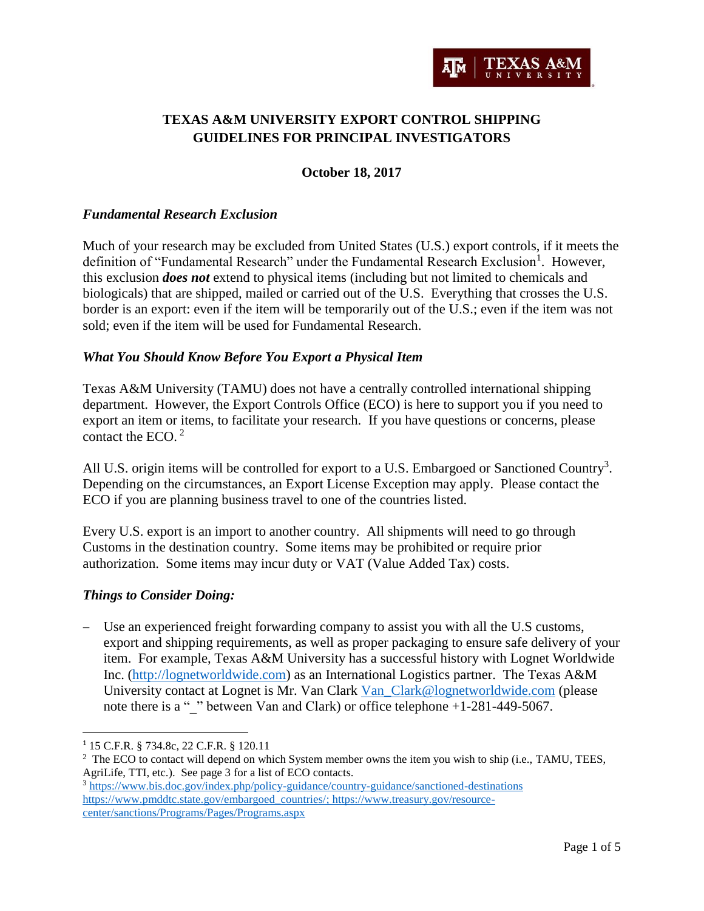# TEXAS A&M UNIVERSITY EXPORT CONTROL SHIPPING GUIDELINES FOR PRINCIPAL INVESTIGATORS

**October 18, 2017**

### *Fundamental Research Exclusion*

Much of your research may be excluded from United States (U.S.) export controls, if it meets the definition of "Fundamental Research" under the Fundamental Research Exclusion[1]. However, this exclusion ***does not*** extend to physical items (including but not limited to chemicals and biologicals) that are shipped, mailed or carried out of the U.S. Everything that crosses the U.S. border is an export: even if the item will be temporarily out of the U.S.; even if the item was not sold; even if the item will be used for Fundamental Research.

### *What You Should Know Before You Export a Physical Item*

Texas A&M University (TAMU) does not have a centrally controlled international shipping department. However, the Export Controls Office (ECO) is here to support you if you need to export an item or items, to facilitate your research. If you have questions or concerns, please contact the ECO. [2]

All U.S. origin items will be controlled for export to a U.S. Embargoed or Sanctioned Country[3]. Depending on the circumstances, an Export License Exception may apply. Please contact the ECO if you are planning business travel to one of the countries listed.

Every U.S. export is an import to another country. All shipments will need to go through Customs in the destination country. Some items may be prohibited or require prior authorization. Some items may incur duty or VAT (Value Added Tax) costs.

### *Things to Consider Doing:*

- Use an experienced freight forwarding company to assist you with all the U.S customs, export and shipping requirements, as well as proper packaging to ensure safe delivery of your item. For example, Texas A&M University has a successful history with Lognet Worldwide Inc. (http://lognetworldwide.com) as an International Logistics partner. The Texas A&M University contact at Lognet is Mr. Van Clark Van_Clark@lognetworldwide.com (please note there is a "_" between Van and Clark) or office telephone +1-281-449-5067.

---

[1] 15 C.F.R. § 734.8c, 22 C.F.R. § 120.11

[2] The ECO to contact will depend on which System member owns the item you wish to ship (i.e., TAMU, TEES, AgriLife, TTI, etc.). See page 3 for a list of ECO contacts.

[3] https://www.bis.doc.gov/index.php/policy-guidance/country-guidance/sanctioned-destinations https://www.pmddtc.state.gov/embargoed_countries/; https://www.treasury.gov/resource-center/sanctions/Programs/Pages/Programs.aspx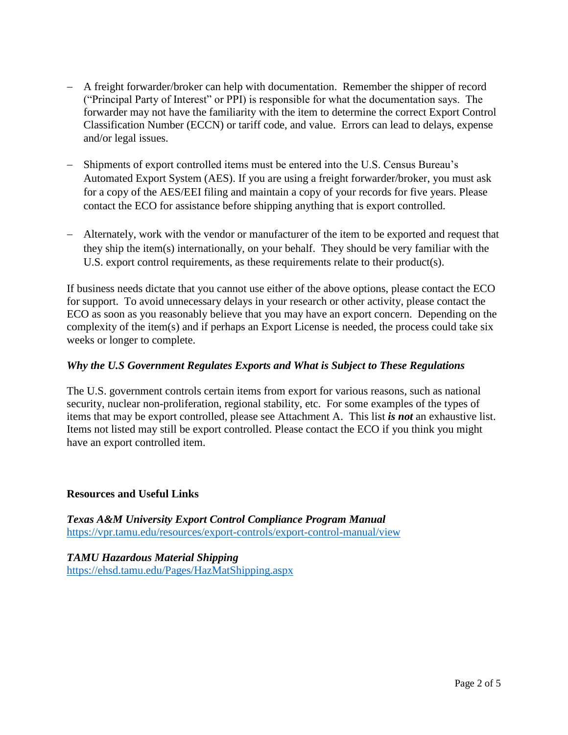- A freight forwarder/broker can help with documentation. Remember the shipper of record ("Principal Party of Interest" or PPI) is responsible for what the documentation says. The forwarder may not have the familiarity with the item to determine the correct Export Control Classification Number (ECCN) or tariff code, and value. Errors can lead to delays, expense and/or legal issues.

- Shipments of export controlled items must be entered into the U.S. Census Bureau's Automated Export System (AES). If you are using a freight forwarder/broker, you must ask for a copy of the AES/EEI filing and maintain a copy of your records for five years. Please contact the ECO for assistance before shipping anything that is export controlled.

- Alternately, work with the vendor or manufacturer of the item to be exported and request that they ship the item(s) internationally, on your behalf. They should be very familiar with the U.S. export control requirements, as these requirements relate to their product(s).

If business needs dictate that you cannot use either of the above options, please contact the ECO for support. To avoid unnecessary delays in your research or other activity, please contact the ECO as soon as you reasonably believe that you may have an export concern. Depending on the complexity of the item(s) and if perhaps an Export License is needed, the process could take six weeks or longer to complete.

### *Why the U.S Government Regulates Exports and What is Subject to These Regulations*

The U.S. government controls certain items from export for various reasons, such as national security, nuclear non-proliferation, regional stability, etc. For some examples of the types of items that may be export controlled, please see Attachment A. This list ***is not*** an exhaustive list. Items not listed may still be export controlled. Please contact the ECO if you think you might have an export controlled item.

## Resources and Useful Links

***Texas A&M University Export Control Compliance Program Manual***
https://vpr.tamu.edu/resources/export-controls/export-control-manual/view

***TAMU Hazardous Material Shipping***
https://ehsd.tamu.edu/Pages/HazMatShipping.aspx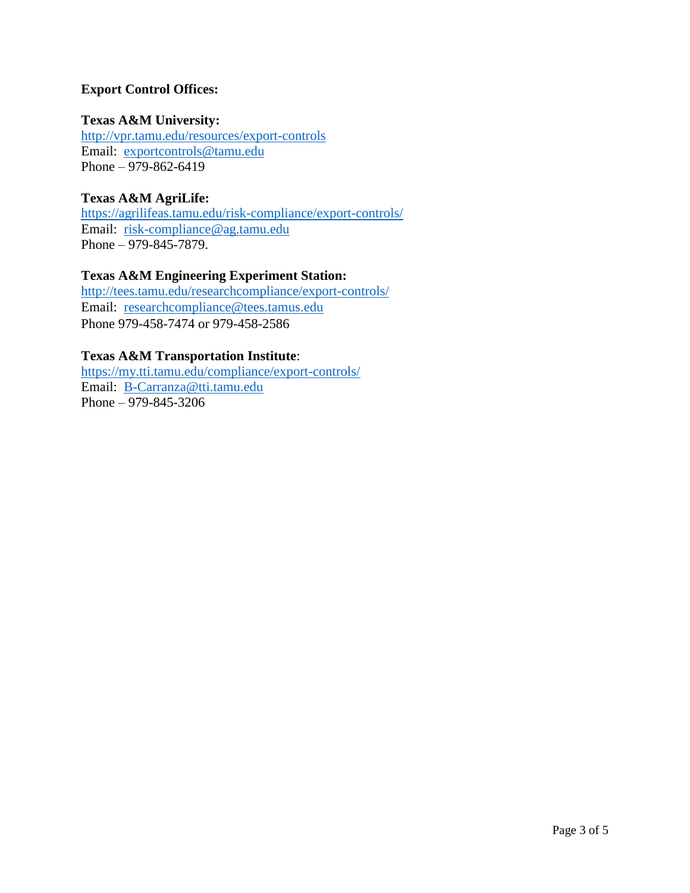**Export Control Offices:**

**Texas A&M University:**
http://vpr.tamu.edu/resources/export-controls
Email: exportcontrols@tamu.edu
Phone – 979-862-6419

**Texas A&M AgriLife:**
https://agrilifeas.tamu.edu/risk-compliance/export-controls/
Email: risk-compliance@ag.tamu.edu
Phone – 979-845-7879.

**Texas A&M Engineering Experiment Station:**
http://tees.tamu.edu/researchcompliance/export-controls/
Email: researchcompliance@tees.tamus.edu
Phone 979-458-7474 or 979-458-2586

**Texas A&M Transportation Institute**:
https://my.tti.tamu.edu/compliance/export-controls/
Email: B-Carranza@tti.tamu.edu
Phone – 979-845-3206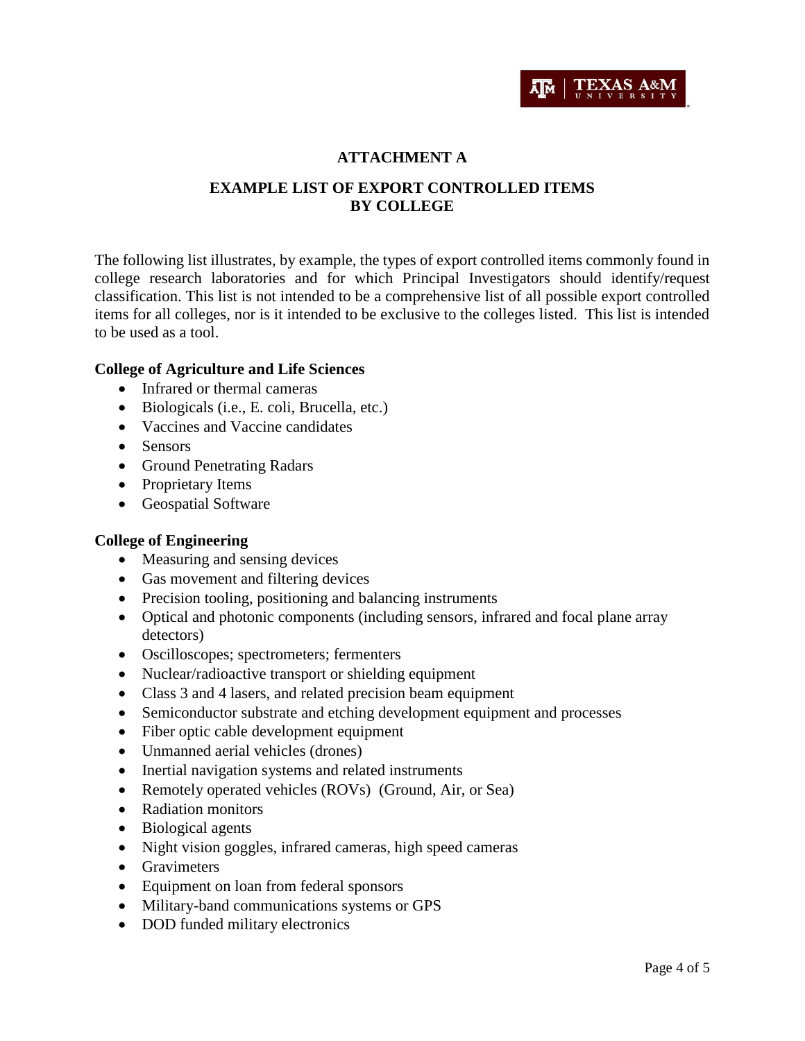## ATTACHMENT A

## EXAMPLE LIST OF EXPORT CONTROLLED ITEMS BY COLLEGE

The following list illustrates, by example, the types of export controlled items commonly found in college research laboratories and for which Principal Investigators should identify/request classification. This list is not intended to be a comprehensive list of all possible export controlled items for all colleges, nor is it intended to be exclusive to the colleges listed. This list is intended to be used as a tool.

**College of Agriculture and Life Sciences**

- Infrared or thermal cameras
- Biologicals (i.e., E. coli, Brucella, etc.)
- Vaccines and Vaccine candidates
- Sensors
- Ground Penetrating Radars
- Proprietary Items
- Geospatial Software

**College of Engineering**

- Measuring and sensing devices
- Gas movement and filtering devices
- Precision tooling, positioning and balancing instruments
- Optical and photonic components (including sensors, infrared and focal plane array detectors)
- Oscilloscopes; spectrometers; fermenters
- Nuclear/radioactive transport or shielding equipment
- Class 3 and 4 lasers, and related precision beam equipment
- Semiconductor substrate and etching development equipment and processes
- Fiber optic cable development equipment
- Unmanned aerial vehicles (drones)
- Inertial navigation systems and related instruments
- Remotely operated vehicles (ROVs) (Ground, Air, or Sea)
- Radiation monitors
- Biological agents
- Night vision goggles, infrared cameras, high speed cameras
- Gravimeters
- Equipment on loan from federal sponsors
- Military-band communications systems or GPS
- DOD funded military electronics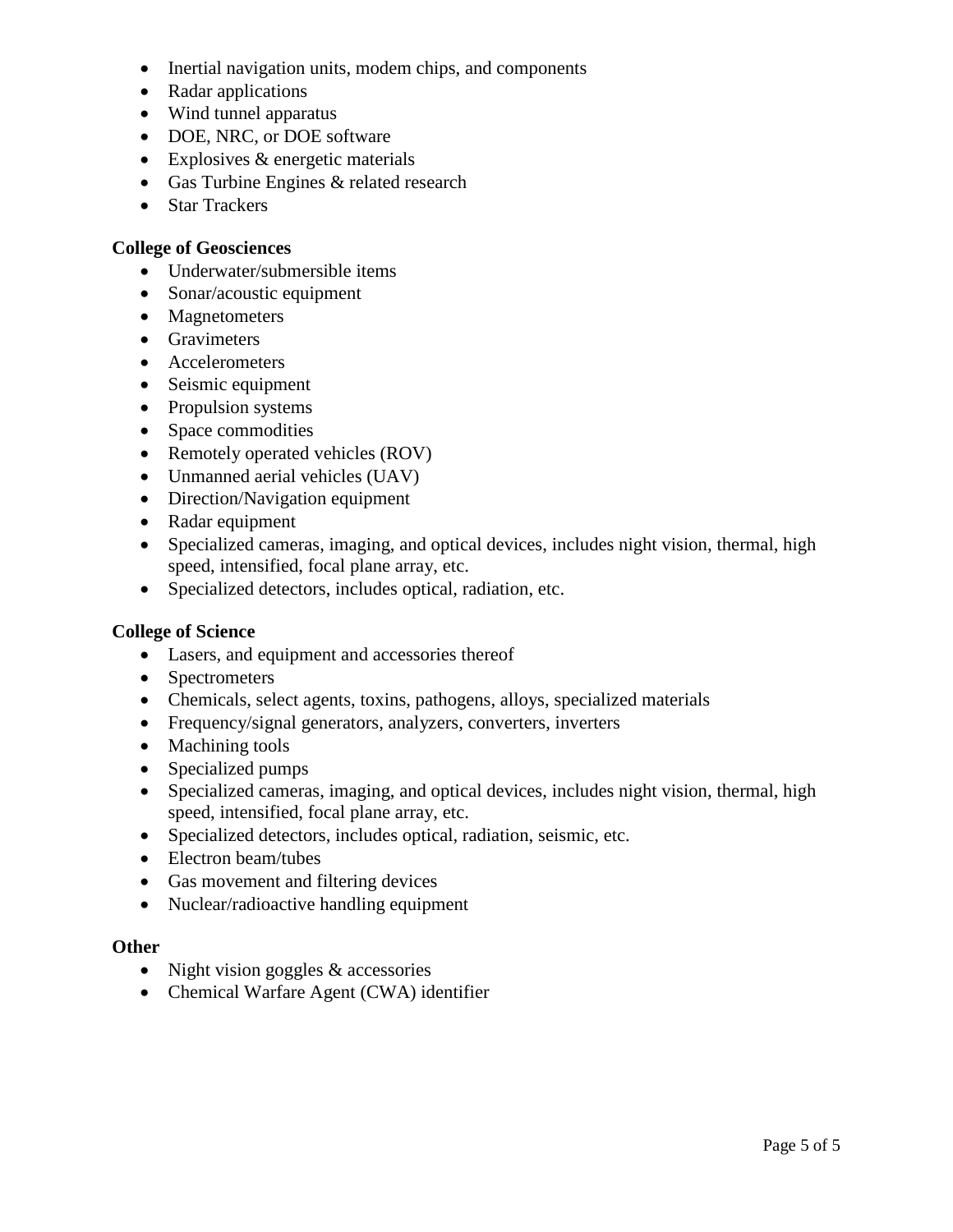- Inertial navigation units, modem chips, and components
- Radar applications
- Wind tunnel apparatus
- DOE, NRC, or DOE software
- Explosives & energetic materials
- Gas Turbine Engines & related research
- Star Trackers

**College of Geosciences**

- Underwater/submersible items
- Sonar/acoustic equipment
- Magnetometers
- Gravimeters
- Accelerometers
- Seismic equipment
- Propulsion systems
- Space commodities
- Remotely operated vehicles (ROV)
- Unmanned aerial vehicles (UAV)
- Direction/Navigation equipment
- Radar equipment
- Specialized cameras, imaging, and optical devices, includes night vision, thermal, high speed, intensified, focal plane array, etc.
- Specialized detectors, includes optical, radiation, etc.

**College of Science**

- Lasers, and equipment and accessories thereof
- Spectrometers
- Chemicals, select agents, toxins, pathogens, alloys, specialized materials
- Frequency/signal generators, analyzers, converters, inverters
- Machining tools
- Specialized pumps
- Specialized cameras, imaging, and optical devices, includes night vision, thermal, high speed, intensified, focal plane array, etc.
- Specialized detectors, includes optical, radiation, seismic, etc.
- Electron beam/tubes
- Gas movement and filtering devices
- Nuclear/radioactive handling equipment

**Other**

- Night vision goggles & accessories
- Chemical Warfare Agent (CWA) identifier